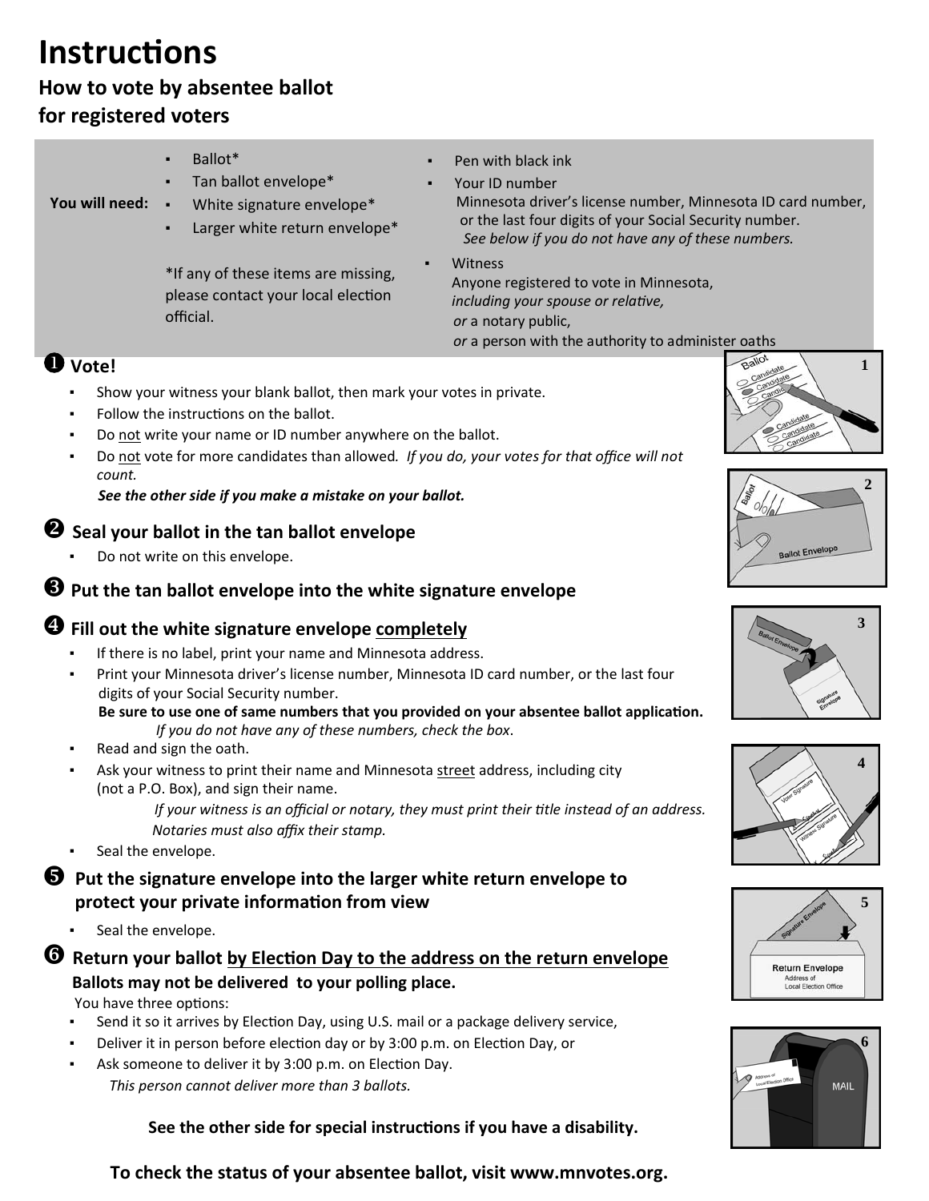# Instructions

## How to vote by absentee ballot for registered voters

**You will need:**

- Ballot*
- Tan ballot envelope*
- White signature envelope*
- Larger white return envelope*

*If any of these items are missing, please contact your local election official.

- Pen with black ink
- Your ID number
  Minnesota driver's license number, Minnesota ID card number, or the last four digits of your Social Security number.
  *See below if you do not have any of these numbers.*
- Witness
  Anyone registered to vote in Minnesota, *including your spouse or relative,*
  *or* a notary public,
  *or* a person with the authority to administer oaths

### ❶ Vote!

- Show your witness your blank ballot, then mark your votes in private.
- Follow the instructions on the ballot.
- Do not write your name or ID number anywhere on the ballot.
- Do not vote for more candidates than allowed. *If you do, your votes for that office will not count.*
  ***See the other side if you make a mistake on your ballot.***

### ❷ Seal your ballot in the tan ballot envelope

- Do not write on this envelope.

### ❸ Put the tan ballot envelope into the white signature envelope

### ❹ Fill out the white signature envelope completely

- If there is no label, print your name and Minnesota address.
- Print your Minnesota driver's license number, Minnesota ID card number, or the last four digits of your Social Security number.
  **Be sure to use one of same numbers that you provided on your absentee ballot application.**
  *If you do not have any of these numbers, check the box*.
- Read and sign the oath.
- Ask your witness to print their name and Minnesota street address, including city (not a P.O. Box), and sign their name.
  *If your witness is an official or notary, they must print their title instead of an address. Notaries must also affix their stamp.*
- Seal the envelope.

### ❺ Put the signature envelope into the larger white return envelope to protect your private information from view

- Seal the envelope.

### ❻ Return your ballot by Election Day to the address on the return envelope

**Ballots may not be delivered to your polling place.**

You have three options:

- Send it so it arrives by Election Day, using U.S. mail or a package delivery service,
- Deliver it in person before election day or by 3:00 p.m. on Election Day, or
- Ask someone to deliver it by 3:00 p.m. on Election Day.
  *This person cannot deliver more than 3 ballots.*

**See the other side for special instructions if you have a disability.**

**To check the status of your absentee ballot, visit www.mnvotes.org.**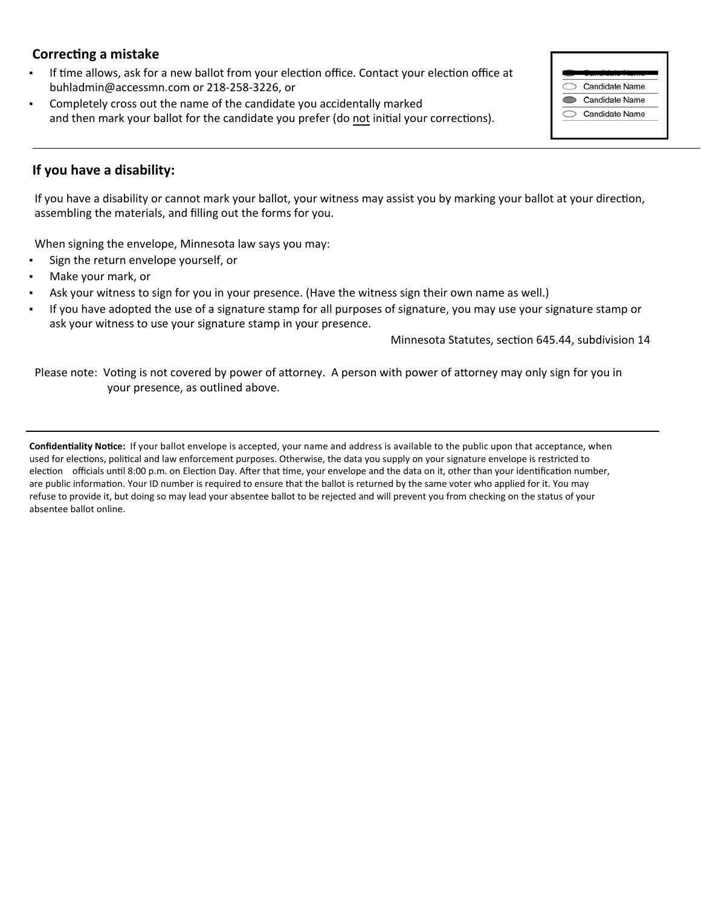## Correcting a mistake

- If time allows, ask for a new ballot from your election office. Contact your election office at buhladmin@accessmn.com or 218-258-3226, or
- Completely cross out the name of the candidate you accidentally marked and then mark your ballot for the candidate you prefer (do not initial your corrections).

Candidate Name
Candidate Name
Candidate Name
Candidate Name

---

## If you have a disability:

If you have a disability or cannot mark your ballot, your witness may assist you by marking your ballot at your direction, assembling the materials, and filling out the forms for you.

When signing the envelope, Minnesota law says you may:

- Sign the return envelope yourself, or
- Make your mark, or
- Ask your witness to sign for you in your presence. (Have the witness sign their own name as well.)
- If you have adopted the use of a signature stamp for all purposes of signature, you may use your signature stamp or ask your witness to use your signature stamp in your presence.

Minnesota Statutes, section 645.44, subdivision 14

Please note: Voting is not covered by power of attorney. A person with power of attorney may only sign for you in your presence, as outlined above.

---

**Confidentiality Notice:** If your ballot envelope is accepted, your name and address is available to the public upon that acceptance, when used for elections, political and law enforcement purposes. Otherwise, the data you supply on your signature envelope is restricted to election officials until 8:00 p.m. on Election Day. After that time, your envelope and the data on it, other than your identification number, are public information. Your ID number is required to ensure that the ballot is returned by the same voter who applied for it. You may refuse to provide it, but doing so may lead your absentee ballot to be rejected and will prevent you from checking on the status of your absentee ballot online.